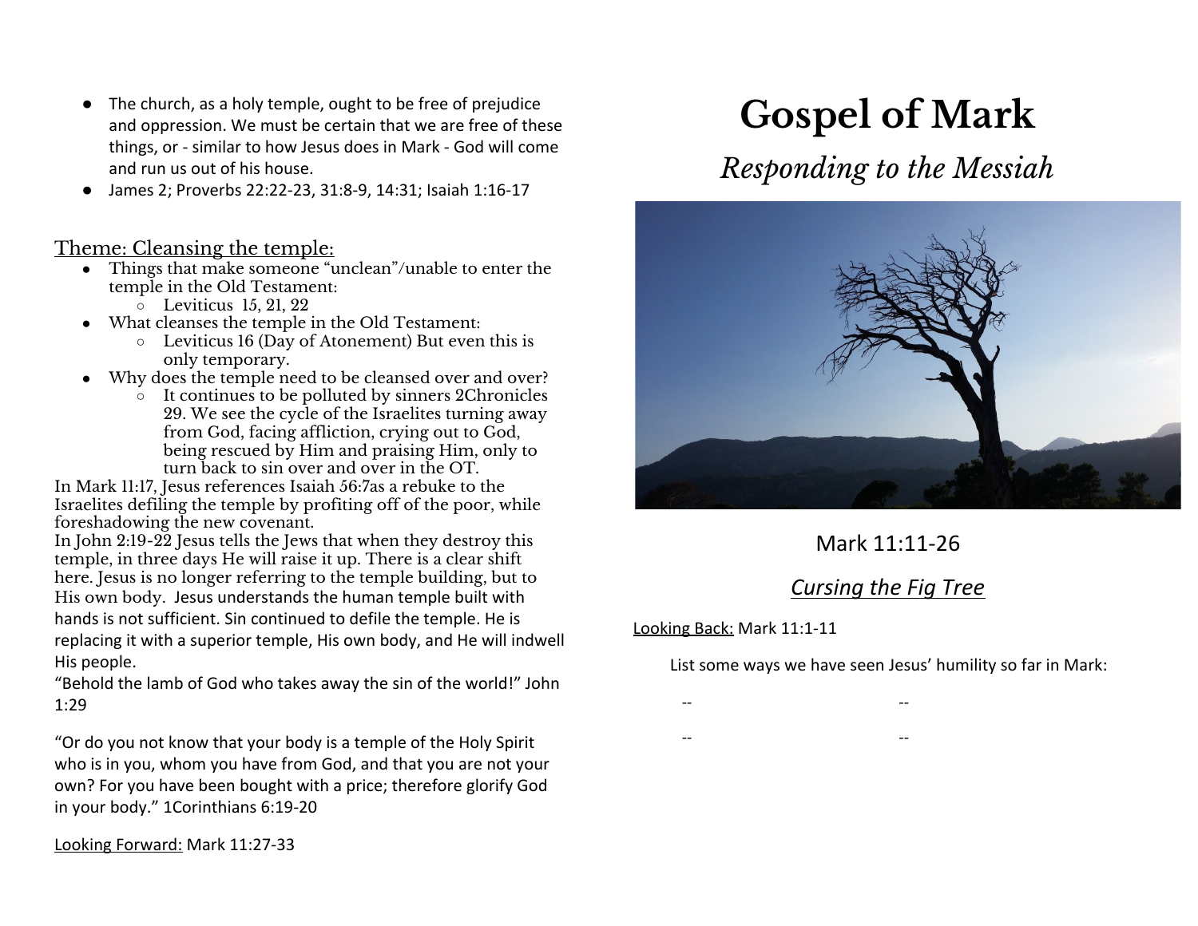- The church, as a holy temple, ought to be free of prejudice and oppression. We must be certain that we are free of these things, or - similar to how Jesus does in Mark - God will come and run us out of his house.
- James 2; Proverbs 22:22-23, 31:8-9, 14:31; Isaiah 1:16-17

## Theme: Cleansing the temple:

- Things that make someone "unclean"/unable to enter the temple in the Old Testament:
  - Leviticus 15, 21, 22
- What cleanses the temple in the Old Testament:
  - Leviticus 16 (Day of Atonement) But even this is only temporary.
- Why does the temple need to be cleansed over and over?
  - It continues to be polluted by sinners 2Chronicles 29. We see the cycle of the Israelites turning away from God, facing affliction, crying out to God, being rescued by Him and praising Him, only to turn back to sin over and over in the OT.

In Mark 11:17, Jesus references Isaiah 56:7as a rebuke to the Israelites defiling the temple by profiting off of the poor, while foreshadowing the new covenant.

In John 2:19-22 Jesus tells the Jews that when they destroy this temple, in three days He will raise it up. There is a clear shift here. Jesus is no longer referring to the temple building, but to His own body. Jesus understands the human temple built with hands is not sufficient. Sin continued to defile the temple. He is replacing it with a superior temple, His own body, and He will indwell His people.

"Behold the lamb of God who takes away the sin of the world!" John 1:29

"Or do you not know that your body is a temple of the Holy Spirit who is in you, whom you have from God, and that you are not your own? For you have been bought with a price; therefore glorify God in your body." 1Corinthians 6:19-20

Looking Forward: Mark 11:27-33

# Gospel of Mark

## *Responding to the Messiah*

Mark 11:11-26

*Cursing the Fig Tree*

Looking Back: Mark 11:1-11

List some ways we have seen Jesus' humility so far in Mark:

-- --

-- --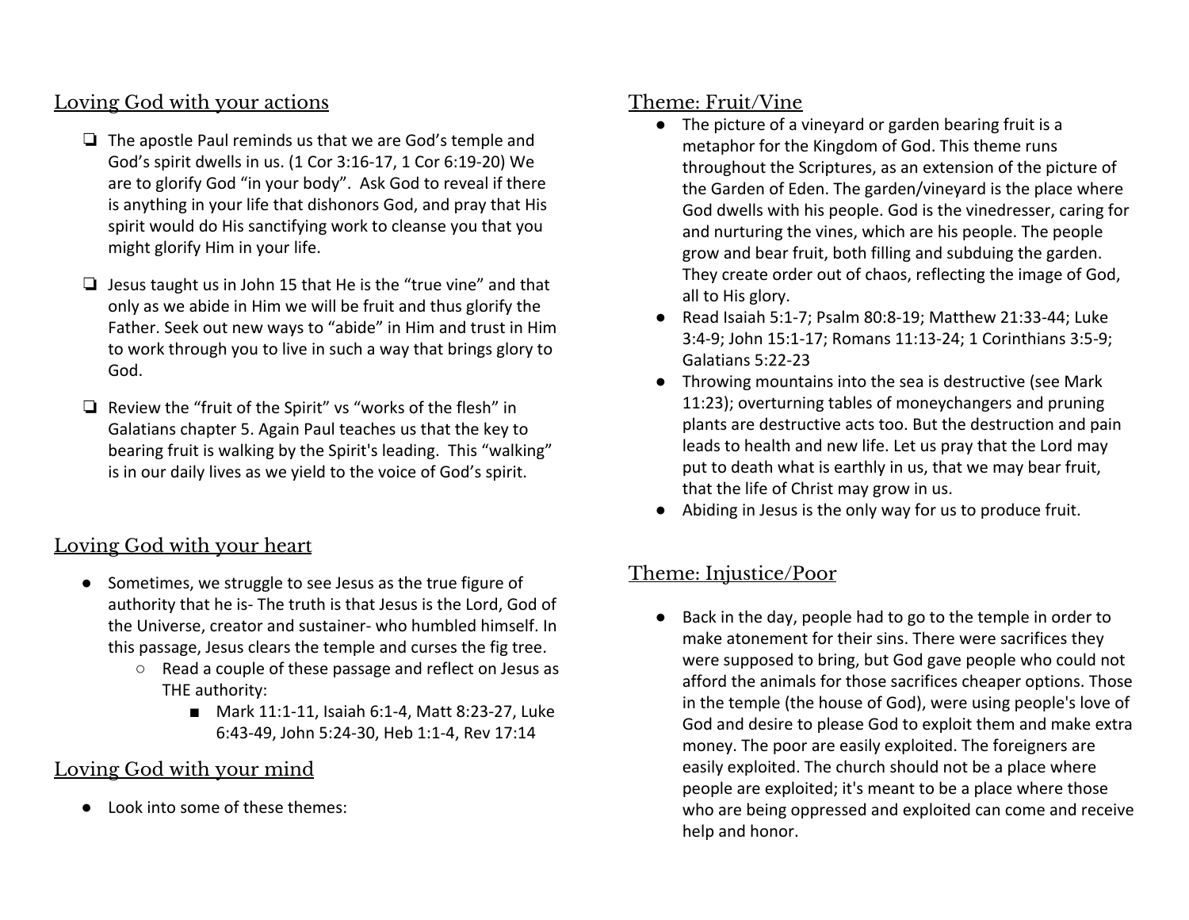## Loving God with your actions

- [ ] The apostle Paul reminds us that we are God's temple and God's spirit dwells in us. (1 Cor 3:16-17, 1 Cor 6:19-20) We are to glorify God "in your body". Ask God to reveal if there is anything in your life that dishonors God, and pray that His spirit would do His sanctifying work to cleanse you that you might glorify Him in your life.

- [ ] Jesus taught us in John 15 that He is the "true vine" and that only as we abide in Him we will be fruit and thus glorify the Father. Seek out new ways to "abide" in Him and trust in Him to work through you to live in such a way that brings glory to God.

- [ ] Review the "fruit of the Spirit" vs "works of the flesh" in Galatians chapter 5. Again Paul teaches us that the key to bearing fruit is walking by the Spirit's leading. This "walking" is in our daily lives as we yield to the voice of God's spirit.

## Loving God with your heart

- Sometimes, we struggle to see Jesus as the true figure of authority that he is- The truth is that Jesus is the Lord, God of the Universe, creator and sustainer- who humbled himself. In this passage, Jesus clears the temple and curses the fig tree.
  - Read a couple of these passage and reflect on Jesus as THE authority:
    - Mark 11:1-11, Isaiah 6:1-4, Matt 8:23-27, Luke 6:43-49, John 5:24-30, Heb 1:1-4, Rev 17:14

## Loving God with your mind

- Look into some of these themes:

## Theme: Fruit/Vine

- The picture of a vineyard or garden bearing fruit is a metaphor for the Kingdom of God. This theme runs throughout the Scriptures, as an extension of the picture of the Garden of Eden. The garden/vineyard is the place where God dwells with his people. God is the vinedresser, caring for and nurturing the vines, which are his people. The people grow and bear fruit, both filling and subduing the garden. They create order out of chaos, reflecting the image of God, all to His glory.
- Read Isaiah 5:1-7; Psalm 80:8-19; Matthew 21:33-44; Luke 3:4-9; John 15:1-17; Romans 11:13-24; 1 Corinthians 3:5-9; Galatians 5:22-23
- Throwing mountains into the sea is destructive (see Mark 11:23); overturning tables of moneychangers and pruning plants are destructive acts too. But the destruction and pain leads to health and new life. Let us pray that the Lord may put to death what is earthly in us, that we may bear fruit, that the life of Christ may grow in us.
- Abiding in Jesus is the only way for us to produce fruit.

## Theme: Injustice/Poor

- Back in the day, people had to go to the temple in order to make atonement for their sins. There were sacrifices they were supposed to bring, but God gave people who could not afford the animals for those sacrifices cheaper options. Those in the temple (the house of God), were using people's love of God and desire to please God to exploit them and make extra money. The poor are easily exploited. The foreigners are easily exploited. The church should not be a place where people are exploited; it's meant to be a place where those who are being oppressed and exploited can come and receive help and honor.